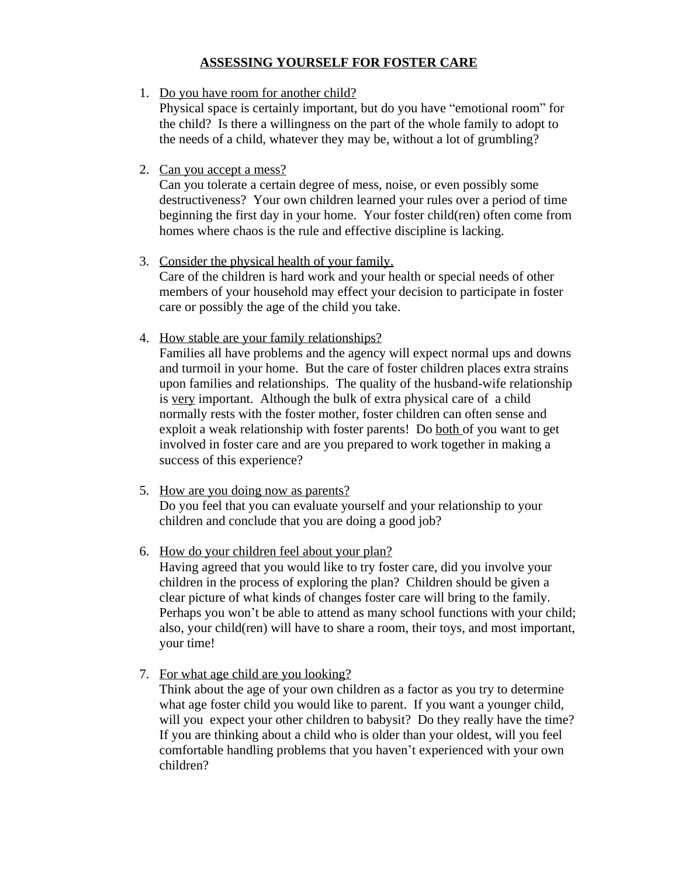# ASSESSING YOURSELF FOR FOSTER CARE

1. Do you have room for another child?
   Physical space is certainly important, but do you have "emotional room" for the child? Is there a willingness on the part of the whole family to adopt to the needs of a child, whatever they may be, without a lot of grumbling?

2. Can you accept a mess?
   Can you tolerate a certain degree of mess, noise, or even possibly some destructiveness? Your own children learned your rules over a period of time beginning the first day in your home. Your foster child(ren) often come from homes where chaos is the rule and effective discipline is lacking.

3. Consider the physical health of your family.
   Care of the children is hard work and your health or special needs of other members of your household may effect your decision to participate in foster care or possibly the age of the child you take.

4. How stable are your family relationships?
   Families all have problems and the agency will expect normal ups and downs and turmoil in your home. But the care of foster children places extra strains upon families and relationships. The quality of the husband-wife relationship is very important. Although the bulk of extra physical care of a child normally rests with the foster mother, foster children can often sense and exploit a weak relationship with foster parents! Do both of you want to get involved in foster care and are you prepared to work together in making a success of this experience?

5. How are you doing now as parents?
   Do you feel that you can evaluate yourself and your relationship to your children and conclude that you are doing a good job?

6. How do your children feel about your plan?
   Having agreed that you would like to try foster care, did you involve your children in the process of exploring the plan? Children should be given a clear picture of what kinds of changes foster care will bring to the family. Perhaps you won't be able to attend as many school functions with your child; also, your child(ren) will have to share a room, their toys, and most important, your time!

7. For what age child are you looking?
   Think about the age of your own children as a factor as you try to determine what age foster child you would like to parent. If you want a younger child, will you expect your other children to babysit? Do they really have the time? If you are thinking about a child who is older than your oldest, will you feel comfortable handling problems that you haven't experienced with your own children?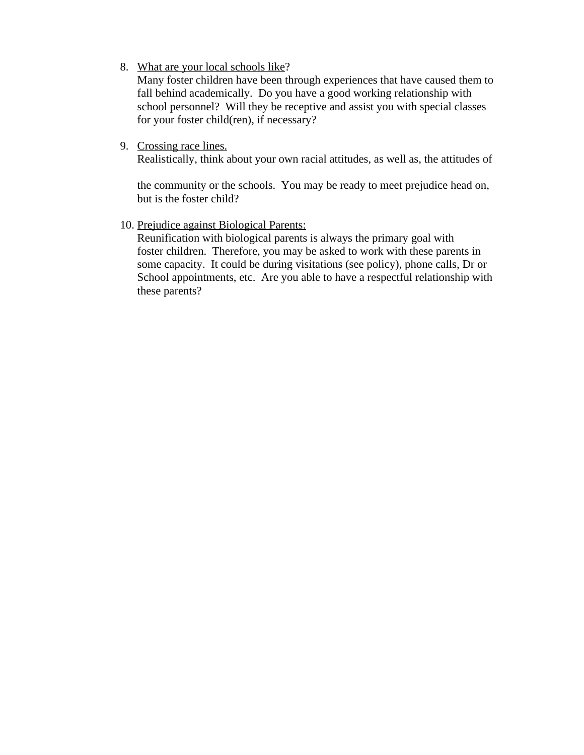8. <u>What are your local schools like</u>?
   Many foster children have been through experiences that have caused them to fall behind academically. Do you have a good working relationship with school personnel? Will they be receptive and assist you with special classes for your foster child(ren), if necessary?

9. <u>Crossing race lines.</u>
   Realistically, think about your own racial attitudes, as well as, the attitudes of the community or the schools. You may be ready to meet prejudice head on, but is the foster child?

10. <u>Prejudice against Biological Parents:</u>
    Reunification with biological parents is always the primary goal with foster children. Therefore, you may be asked to work with these parents in some capacity. It could be during visitations (see policy), phone calls, Dr or School appointments, etc. Are you able to have a respectful relationship with these parents?